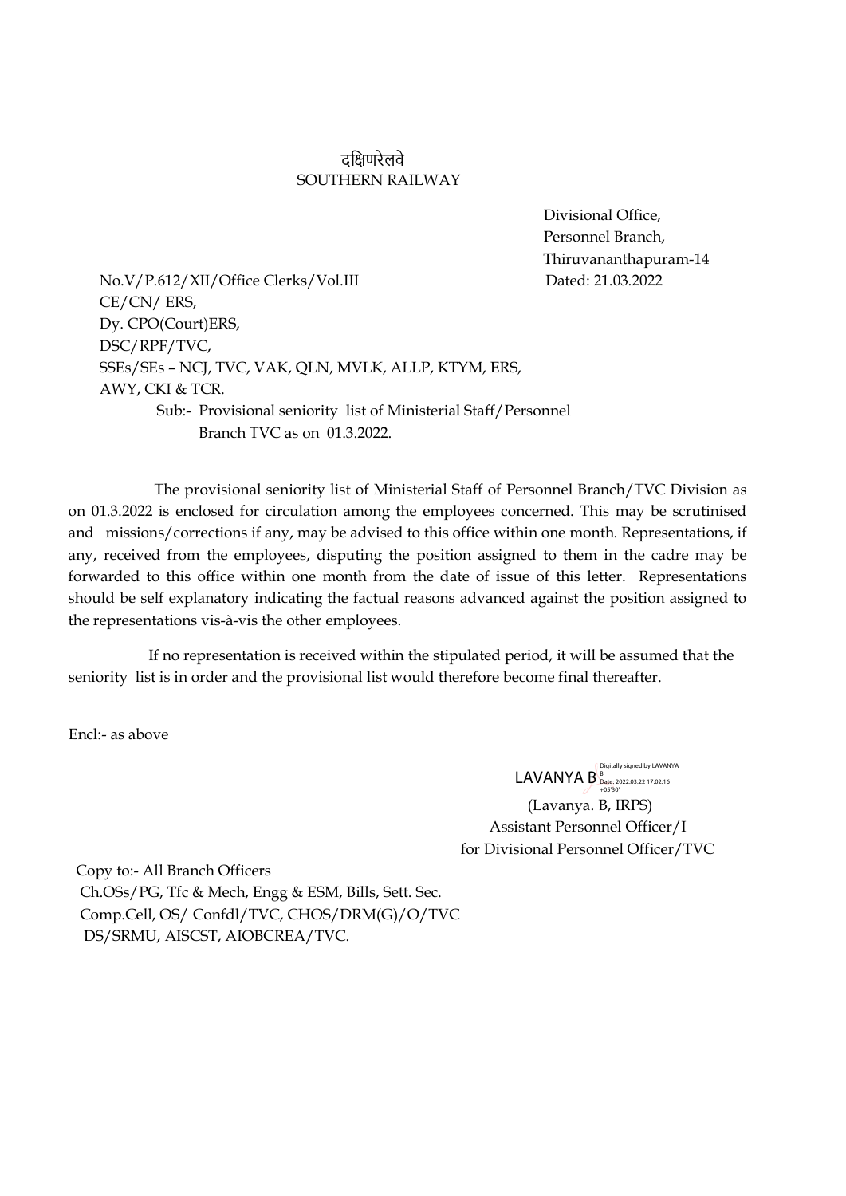दक्षिणरेलवे
SOUTHERN RAILWAY

Divisional Office,
Personnel Branch,
Thiruvananthapuram-14

No.V/P.612/XII/Office Clerks/Vol.III Dated: 21.03.2022

CE/CN/ ERS,
Dy. CPO(Court)ERS,
DSC/RPF/TVC,
SSEs/SEs – NCJ, TVC, VAK, QLN, MVLK, ALLP, KTYM, ERS,
AWY, CKI & TCR.

Sub:- Provisional seniority list of Ministerial Staff/Personnel Branch TVC as on 01.3.2022.

The provisional seniority list of Ministerial Staff of Personnel Branch/TVC Division as on 01.3.2022 is enclosed for circulation among the employees concerned. This may be scrutinised and missions/corrections if any, may be advised to this office within one month. Representations, if any, received from the employees, disputing the position assigned to them in the cadre may be forwarded to this office within one month from the date of issue of this letter. Representations should be self explanatory indicating the factual reasons advanced against the position assigned to the representations vis-à-vis the other employees.

If no representation is received within the stipulated period, it will be assumed that the seniority list is in order and the provisional list would therefore become final thereafter.

Encl:- as above

LAVANYA B Digitally signed by LAVANYA B Date: 2022.03.22 17:02:16 +05'30'

(Lavanya. B, IRPS)
Assistant Personnel Officer/I
for Divisional Personnel Officer/TVC

Copy to:- All Branch Officers
Ch.OSs/PG, Tfc & Mech, Engg & ESM, Bills, Sett. Sec.
Comp.Cell, OS/ Confdl/TVC, CHOS/DRM(G)/O/TVC
DS/SRMU, AISCST, AIOBCREA/TVC.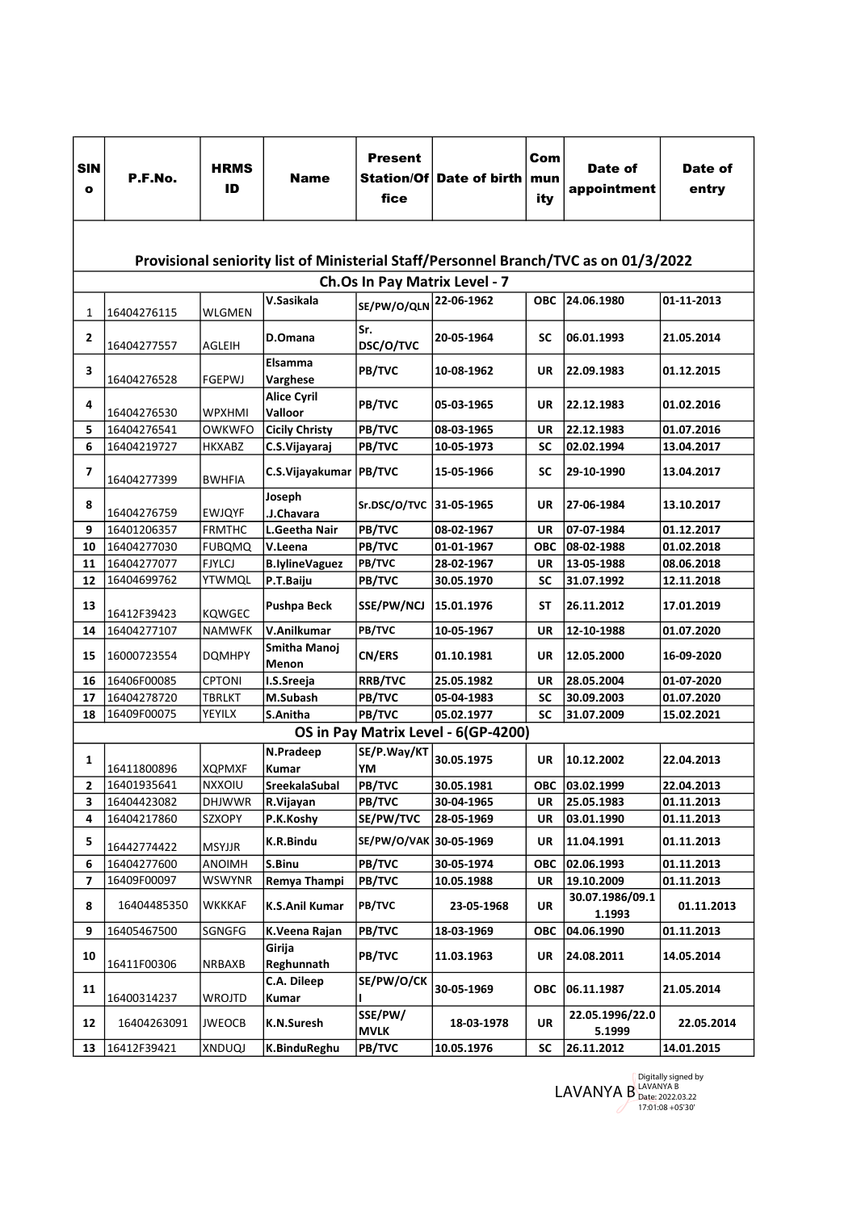| SINo | P.F.No. | HRMS ID | Name | Present Station/Office | Date of birth | Community | Date of appointment | Date of entry |
|---|---|---|---|---|---|---|---|---|
| **Provisional seniority list of Ministerial Staff/Personnel Branch/TVC as on 01/3/2022** | | | | | | | | |
| **Ch.Os In Pay Matrix Level - 7** | | | | | | | | |
| 1 | 16404276115 | WLGMEN | V.Sasikala | SE/PW/O/QLN | 22-06-1962 | OBC | 24.06.1980 | 01-11-2013 |
| 2 | 16404277557 | AGLEIH | D.Omana | Sr. DSC/O/TVC | 20-05-1964 | SC | 06.01.1993 | 21.05.2014 |
| 3 | 16404276528 | FGEPWJ | Elsamma Varghese | PB/TVC | 10-08-1962 | UR | 22.09.1983 | 01.12.2015 |
| 4 | 16404276530 | WPXHMI | Alice Cyril Valloor | PB/TVC | 05-03-1965 | UR | 22.12.1983 | 01.02.2016 |
| 5 | 16404276541 | OWKWFO | Cicily Christy | PB/TVC | 08-03-1965 | UR | 22.12.1983 | 01.07.2016 |
| 6 | 16404219727 | HKXABZ | C.S.Vijayaraj | PB/TVC | 10-05-1973 | SC | 02.02.1994 | 13.04.2017 |
| 7 | 16404277399 | BWHFIA | C.S.Vijayakumar | PB/TVC | 15-05-1966 | SC | 29-10-1990 | 13.04.2017 |
| 8 | 16404276759 | EWJQYF | Joseph .J.Chavara | Sr.DSC/O/TVC | 31-05-1965 | UR | 27-06-1984 | 13.10.2017 |
| 9 | 16401206357 | FRMTHC | L.Geetha Nair | PB/TVC | 08-02-1967 | UR | 07-07-1984 | 01.12.2017 |
| 10 | 16404277030 | FUBQMQ | V.Leena | PB/TVC | 01-01-1967 | OBC | 08-02-1988 | 01.02.2018 |
| 11 | 16404277077 | FJYLCJ | B.IylineVaguez | PB/TVC | 28-02-1967 | UR | 13-05-1988 | 08.06.2018 |
| 12 | 16404699762 | YTWMQL | P.T.Baiju | PB/TVC | 30.05.1970 | SC | 31.07.1992 | 12.11.2018 |
| 13 | 16412F39423 | KQWGEC | Pushpa Beck | SSE/PW/NCJ | 15.01.1976 | ST | 26.11.2012 | 17.01.2019 |
| 14 | 16404277107 | NAMWFK | V.Anilkumar | PB/TVC | 10-05-1967 | UR | 12-10-1988 | 01.07.2020 |
| 15 | 16000723554 | DQMHPY | Smitha Manoj Menon | CN/ERS | 01.10.1981 | UR | 12.05.2000 | 16-09-2020 |
| 16 | 16406F00085 | CPTONI | I.S.Sreeja | RRB/TVC | 25.05.1982 | UR | 28.05.2004 | 01-07-2020 |
| 17 | 16404278720 | TBRLKT | M.Subash | PB/TVC | 05-04-1983 | SC | 30.09.2003 | 01.07.2020 |
| 18 | 16409F00075 | YEYILX | S.Anitha | PB/TVC | 05.02.1977 | SC | 31.07.2009 | 15.02.2021 |
| **OS in Pay Matrix Level - 6(GP-4200)** | | | | | | | | |
| 1 | 16411800896 | XQPMXF | N.Pradeep Kumar | SE/P.Way/KTYM | 30.05.1975 | UR | 10.12.2002 | 22.04.2013 |
| 2 | 16401935641 | NXXOIU | SreekalaSubal | PB/TVC | 30.05.1981 | OBC | 03.02.1999 | 22.04.2013 |
| 3 | 16404423082 | DHJWWR | R.Vijayan | PB/TVC | 30-04-1965 | UR | 25.05.1983 | 01.11.2013 |
| 4 | 16404217860 | SZXOPY | P.K.Koshy | SE/PW/TVC | 28-05-1969 | UR | 03.01.1990 | 01.11.2013 |
| 5 | 16442774422 | MSYJJR | K.R.Bindu | SE/PW/O/VAK | 30-05-1969 | UR | 11.04.1991 | 01.11.2013 |
| 6 | 16404277600 | ANOIMH | S.Binu | PB/TVC | 30-05-1974 | OBC | 02.06.1993 | 01.11.2013 |
| 7 | 16409F00097 | WSWYNR | Remya Thampi | PB/TVC | 10.05.1988 | UR | 19.10.2009 | 01.11.2013 |
| 8 | 16404485350 | WKKKAF | K.S.Anil Kumar | PB/TVC | 23-05-1968 | UR | 30.07.1986/09.11.1993 | 01.11.2013 |
| 9 | 16405467500 | SGNGFG | K.Veena Rajan | PB/TVC | 18-03-1969 | OBC | 04.06.1990 | 01.11.2013 |
| 10 | 16411F00306 | NRBAXB | Girija Reghunnath | PB/TVC | 11.03.1963 | UR | 24.08.2011 | 14.05.2014 |
| 11 | 16400314237 | WROJTD | C.A. Dileep Kumar | SE/PW/O/CKI | 30-05-1969 | OBC | 06.11.1987 | 21.05.2014 |
| 12 | 16404263091 | JWEOCB | K.N.Suresh | SSE/PW/MVLK | 18-03-1978 | UR | 22.05.1996/22.05.1999 | 22.05.2014 |
| 13 | 16412F39421 | XNDUQJ | K.BinduReghu | PB/TVC | 10.05.1976 | SC | 26.11.2012 | 14.01.2015 |

LAVANYA B Digitally signed by LAVANYA B Date: 2022.03.22 17:01:08 +05'30'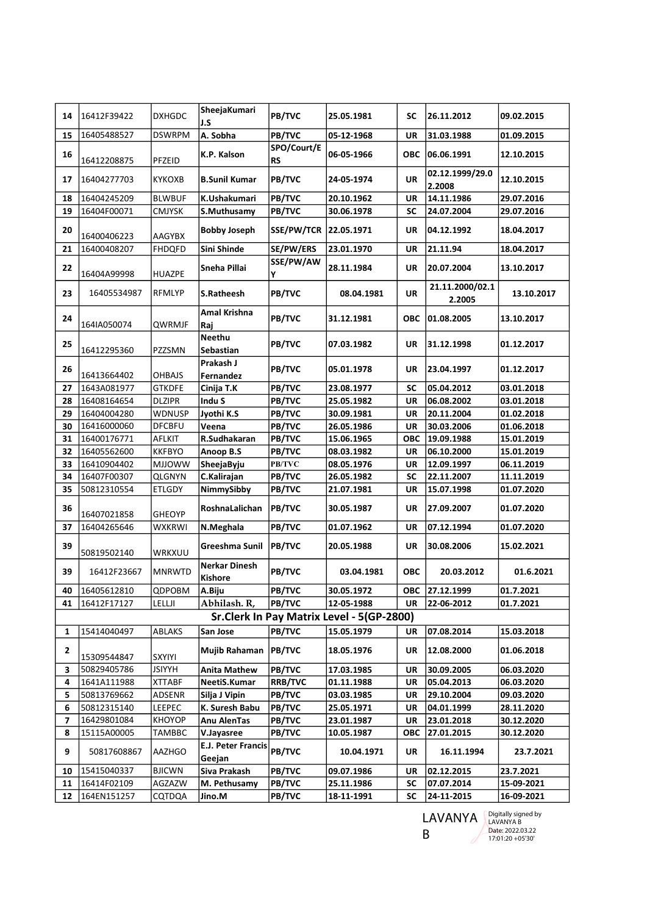| 14 | 16412F39422 | DXHGDC | SheejaKumari J.S | PB/TVC | 25.05.1981 | SC | 26.11.2012 | 09.02.2015 |
|---|---|---|---|---|---|---|---|---|
| 15 | 16405488527 | DSWRPM | A. Sobha | PB/TVC | 05-12-1968 | UR | 31.03.1988 | 01.09.2015 |
| 16 | 16412208875 | PFZEID | K.P. Kalson | SPO/Court/ERS | 06-05-1966 | OBC | 06.06.1991 | 12.10.2015 |
| 17 | 16404277703 | KYKOXB | B.Sunil Kumar | PB/TVC | 24-05-1974 | UR | 02.12.1999/29.02.2008 | 12.10.2015 |
| 18 | 16404245209 | BLWBUF | K.Ushakumari | PB/TVC | 20.10.1962 | UR | 14.11.1986 | 29.07.2016 |
| 19 | 16404F00071 | CMJYSK | S.Muthusamy | PB/TVC | 30.06.1978 | SC | 24.07.2004 | 29.07.2016 |
| 20 | 16400406223 | AAGYBX | Bobby Joseph | SSE/PW/TCR | 22.05.1971 | UR | 04.12.1992 | 18.04.2017 |
| 21 | 16400408207 | FHDQFD | Sini Shinde | SE/PW/ERS | 23.01.1970 | UR | 21.11.94 | 18.04.2017 |
| 22 | 16404A99998 | HUAZPE | Sneha Pillai | SSE/PW/AWY | 28.11.1984 | UR | 20.07.2004 | 13.10.2017 |
| 23 | 16405534987 | RFMLYP | S.Ratheesh | PB/TVC | 08.04.1981 | UR | 21.11.2000/02.12.2005 | 13.10.2017 |
| 24 | 164IA050074 | QWRMJF | Amal Krishna Raj | PB/TVC | 31.12.1981 | OBC | 01.08.2005 | 13.10.2017 |
| 25 | 16412295360 | PZZSMN | Neethu Sebastian | PB/TVC | 07.03.1982 | UR | 31.12.1998 | 01.12.2017 |
| 26 | 16413664402 | OHBAJS | Prakash J Fernandez | PB/TVC | 05.01.1978 | UR | 23.04.1997 | 01.12.2017 |
| 27 | 1643A081977 | GTKDFE | Cinija T.K | PB/TVC | 23.08.1977 | SC | 05.04.2012 | 03.01.2018 |
| 28 | 16408164654 | DLZIPR | Indu S | PB/TVC | 25.05.1982 | UR | 06.08.2002 | 03.01.2018 |
| 29 | 16404004280 | WDNUSP | Jyothi K.S | PB/TVC | 30.09.1981 | UR | 20.11.2004 | 01.02.2018 |
| 30 | 16416000060 | DFCBFU | Veena | PB/TVC | 26.05.1986 | UR | 30.03.2006 | 01.06.2018 |
| 31 | 16400176771 | AFLKIT | R.Sudhakaran | PB/TVC | 15.06.1965 | OBC | 19.09.1988 | 15.01.2019 |
| 32 | 16405562600 | KKFBYO | Anoop B.S | PB/TVC | 08.03.1982 | UR | 06.10.2000 | 15.01.2019 |
| 33 | 16410904402 | MJJOWW | SheejaByju | PB/TVC | 08.05.1976 | UR | 12.09.1997 | 06.11.2019 |
| 34 | 16407F00307 | QLGNYN | C.Kalirajan | PB/TVC | 26.05.1982 | SC | 22.11.2007 | 11.11.2019 |
| 35 | 50812310554 | ETLGDY | NimmySibby | PB/TVC | 21.07.1981 | UR | 15.07.1998 | 01.07.2020 |
| 36 | 16407021858 | GHEOYP | RoshnaLalichan | PB/TVC | 30.05.1987 | UR | 27.09.2007 | 01.07.2020 |
| 37 | 16404265646 | WXKRWI | N.Meghala | PB/TVC | 01.07.1962 | UR | 07.12.1994 | 01.07.2020 |
| 39 | 50819502140 | WRKXUU | Greeshma Sunil | PB/TVC | 20.05.1988 | UR | 30.08.2006 | 15.02.2021 |
| 39 | 16412F23667 | MNRWTD | Nerkar Dinesh Kishore | PB/TVC | 03.04.1981 | OBC | 20.03.2012 | 01.6.2021 |
| 40 | 16405612810 | QDPOBM | A.Biju | PB/TVC | 30.05.1972 | OBC | 27.12.1999 | 01.7.2021 |
| 41 | 16412F17127 | LELLJI | Abhilash. R, | PB/TVC | 12-05-1988 | UR | 22-06-2012 | 01.7.2021 |
| **Sr.Clerk In Pay Matrix Level - 5(GP-2800)** | | | | | | | | |
| 1 | 15414040497 | ABLAKS | San Jose | PB/TVC | 15.05.1979 | UR | 07.08.2014 | 15.03.2018 |
| 2 | 15309544847 | SXYIYI | Mujib Rahaman | PB/TVC | 18.05.1976 | UR | 12.08.2000 | 01.06.2018 |
| 3 | 50829405786 | JSIYYH | Anita Mathew | PB/TVC | 17.03.1985 | UR | 30.09.2005 | 06.03.2020 |
| 4 | 1641A111988 | XTTABF | NeetiS.Kumar | RRB/TVC | 01.11.1988 | UR | 05.04.2013 | 06.03.2020 |
| 5 | 50813769662 | ADSENR | Silja J Vipin | PB/TVC | 03.03.1985 | UR | 29.10.2004 | 09.03.2020 |
| 6 | 50812315140 | LEEPEC | K. Suresh Babu | PB/TVC | 25.05.1971 | UR | 04.01.1999 | 28.11.2020 |
| 7 | 16429801084 | KHOYOP | Anu AlenTas | PB/TVC | 23.01.1987 | UR | 23.01.2018 | 30.12.2020 |
| 8 | 15115A00005 | TAMBBC | V.Jayasree | PB/TVC | 10.05.1987 | OBC | 27.01.2015 | 30.12.2020 |
| 9 | 50817608867 | AAZHGO | E.J. Peter Francis Geejan | PB/TVC | 10.04.1971 | UR | 16.11.1994 | 23.7.2021 |
| 10 | 15415040337 | BJICWN | Siva Prakash | PB/TVC | 09.07.1986 | UR | 02.12.2015 | 23.7.2021 |
| 11 | 16414F02109 | AGZAZW | M. Pethusamy | PB/TVC | 25.11.1986 | SC | 07.07.2014 | 15-09-2021 |
| 12 | 164EN151257 | CQTDQA | Jino.M | PB/TVC | 18-11-1991 | SC | 24-11-2015 | 16-09-2021 |

LAVANYA B

Digitally signed by LAVANYA B
Date: 2022.03.22 17:01:20 +05'30'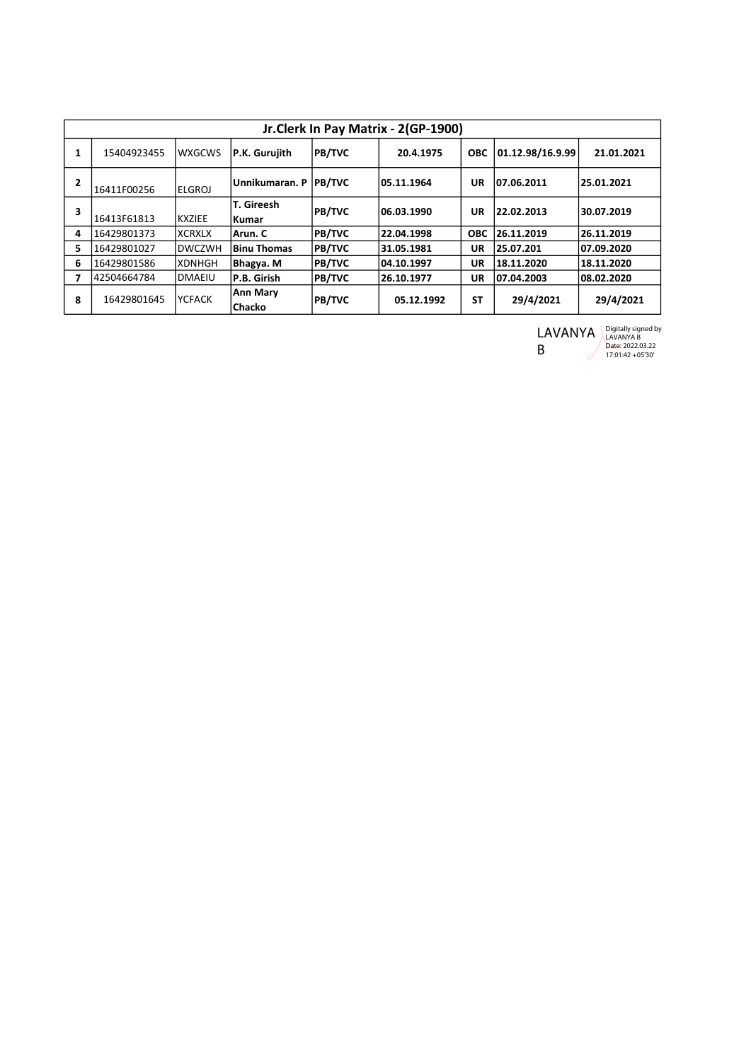| Jr.Clerk In Pay Matrix - 2(GP-1900) | | | | | | | | |
|---|---|---|---|---|---|---|---|---|
| 1 | 15404923455 | WXGCWS | **P.K. Gurujith** | **PB/TVC** | **20.4.1975** | **OBC** | **01.12.98/16.9.99** | **21.01.2021** |
| 2 | 16411F00256 | ELGROJ | **Unnikumaran. P** | **PB/TVC** | **05.11.1964** | **UR** | **07.06.2011** | **25.01.2021** |
| 3 | 16413F61813 | KXZIEE | **T. Gireesh Kumar** | **PB/TVC** | **06.03.1990** | **UR** | **22.02.2013** | **30.07.2019** |
| 4 | 16429801373 | XCRXLX | **Arun. C** | **PB/TVC** | **22.04.1998** | **OBC** | **26.11.2019** | **26.11.2019** |
| 5 | 16429801027 | DWCZWH | **Binu Thomas** | **PB/TVC** | **31.05.1981** | **UR** | **25.07.201** | **07.09.2020** |
| 6 | 16429801586 | XDNHGH | **Bhagya. M** | **PB/TVC** | **04.10.1997** | **UR** | **18.11.2020** | **18.11.2020** |
| 7 | 42504664784 | DMAEIU | **P.B. Girish** | **PB/TVC** | **26.10.1977** | **UR** | **07.04.2003** | **08.02.2020** |
| 8 | 16429801645 | YCFACK | **Ann Mary Chacko** | **PB/TVC** | **05.12.1992** | **ST** | **29/4/2021** | **29/4/2021** |

LAVANYA B

Digitally signed by LAVANYA B
Date: 2022.03.22 17:01:42 +05'30'